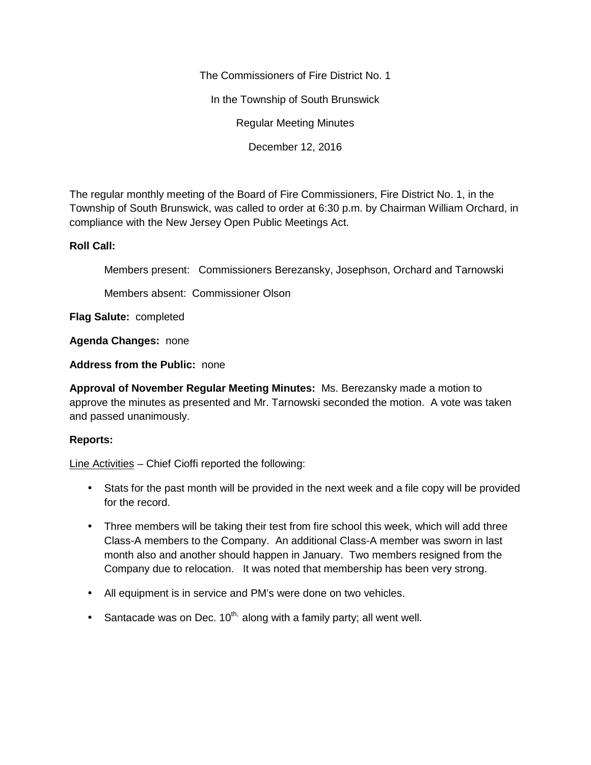The Commissioners of Fire District No. 1

In the Township of South Brunswick

Regular Meeting Minutes

December 12, 2016

The regular monthly meeting of the Board of Fire Commissioners, Fire District No. 1, in the Township of South Brunswick, was called to order at 6:30 p.m. by Chairman William Orchard, in compliance with the New Jersey Open Public Meetings Act.

**Roll Call:**

Members present: Commissioners Berezansky, Josephson, Orchard and Tarnowski

Members absent: Commissioner Olson

**Flag Salute:** completed

**Agenda Changes:** none

**Address from the Public:** none

**Approval of November Regular Meeting Minutes:** Ms. Berezansky made a motion to approve the minutes as presented and Mr. Tarnowski seconded the motion. A vote was taken and passed unanimously.

**Reports:**

Line Activities – Chief Cioffi reported the following:

- Stats for the past month will be provided in the next week and a file copy will be provided for the record.
- Three members will be taking their test from fire school this week, which will add three Class-A members to the Company. An additional Class-A member was sworn in last month also and another should happen in January. Two members resigned from the Company due to relocation. It was noted that membership has been very strong.
- All equipment is in service and PM's were done on two vehicles.
- Santacade was on Dec. 10th, along with a family party; all went well.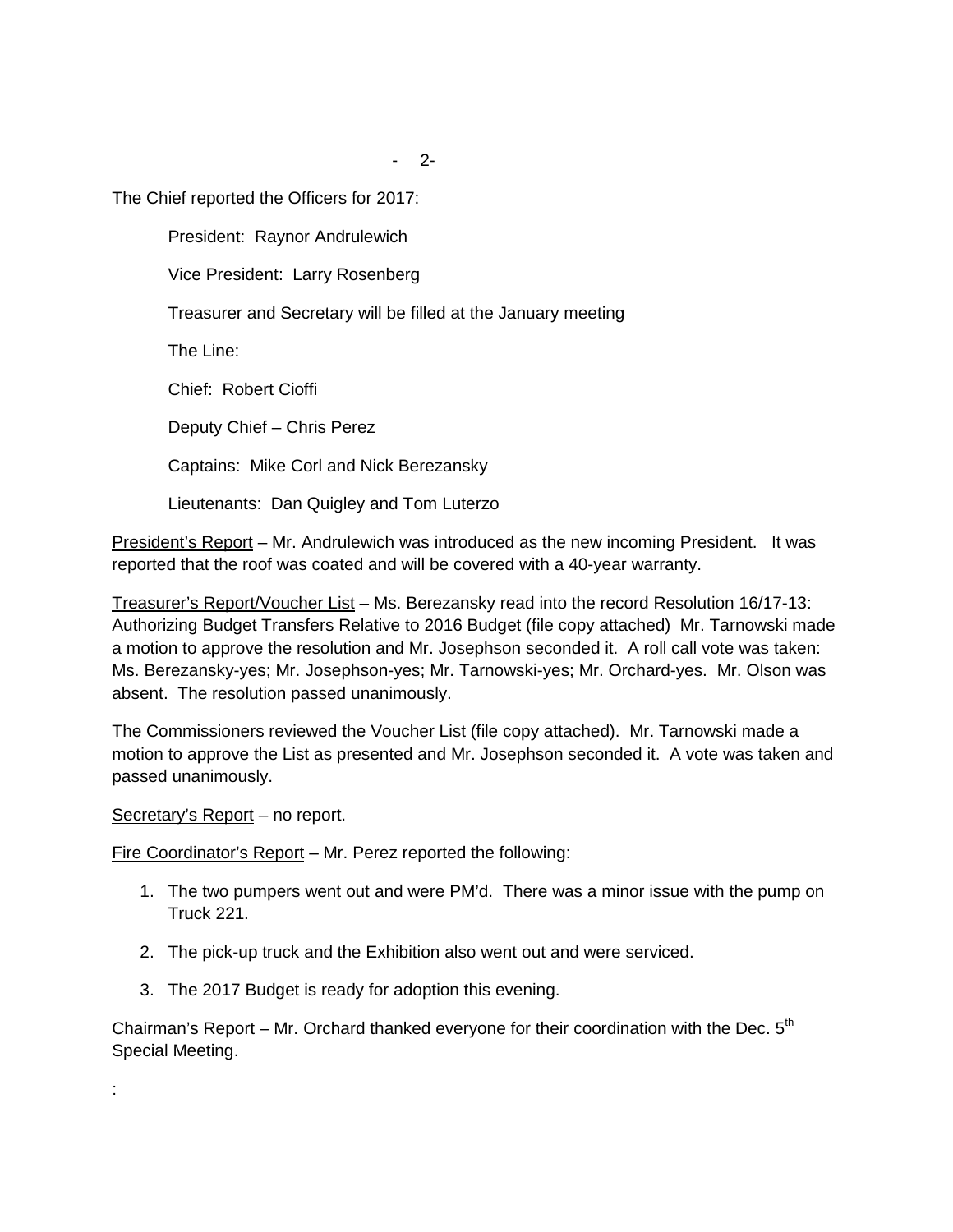The Chief reported the Officers for 2017:

President: Raynor Andrulewich

Vice President: Larry Rosenberg

Treasurer and Secretary will be filled at the January meeting

The Line:

Chief: Robert Cioffi

Deputy Chief – Chris Perez

Captains: Mike Corl and Nick Berezansky

Lieutenants: Dan Quigley and Tom Luterzo

President's Report – Mr. Andrulewich was introduced as the new incoming President. It was reported that the roof was coated and will be covered with a 40-year warranty.

Treasurer's Report/Voucher List – Ms. Berezansky read into the record Resolution 16/17-13: Authorizing Budget Transfers Relative to 2016 Budget (file copy attached) Mr. Tarnowski made a motion to approve the resolution and Mr. Josephson seconded it. A roll call vote was taken: Ms. Berezansky-yes; Mr. Josephson-yes; Mr. Tarnowski-yes; Mr. Orchard-yes. Mr. Olson was absent. The resolution passed unanimously.

The Commissioners reviewed the Voucher List (file copy attached). Mr. Tarnowski made a motion to approve the List as presented and Mr. Josephson seconded it. A vote was taken and passed unanimously.

Secretary's Report – no report.

Fire Coordinator's Report – Mr. Perez reported the following:

1. The two pumpers went out and were PM'd. There was a minor issue with the pump on Truck 221.
2. The pick-up truck and the Exhibition also went out and were serviced.
3. The 2017 Budget is ready for adoption this evening.

Chairman's Report – Mr. Orchard thanked everyone for their coordination with the Dec. 5th Special Meeting.

: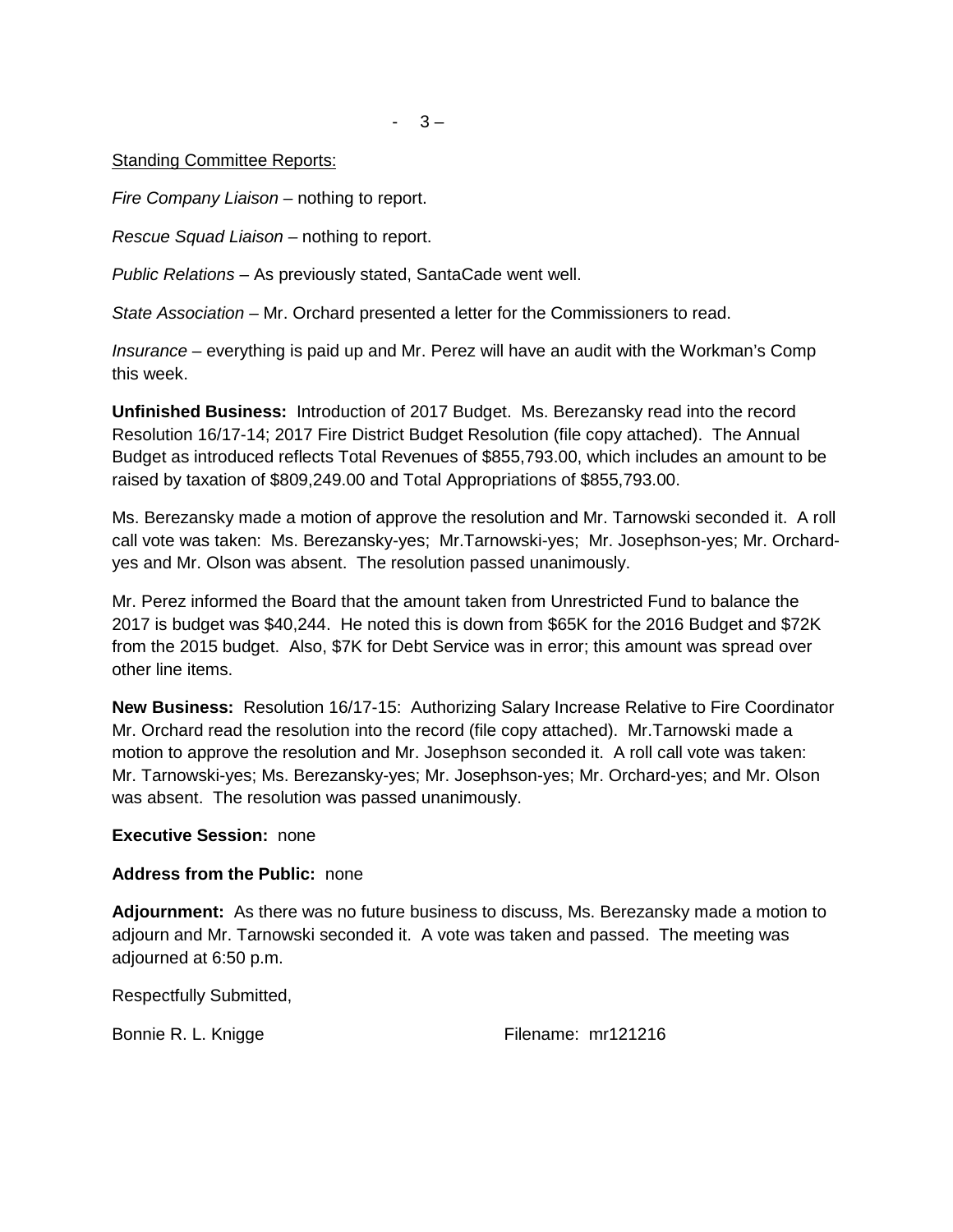Standing Committee Reports:

*Fire Company Liaison* – nothing to report.

*Rescue Squad Liaison* – nothing to report.

*Public Relations* – As previously stated, SantaCade went well.

*State Association* – Mr. Orchard presented a letter for the Commissioners to read.

*Insurance* – everything is paid up and Mr. Perez will have an audit with the Workman's Comp this week.

**Unfinished Business:** Introduction of 2017 Budget. Ms. Berezansky read into the record Resolution 16/17-14; 2017 Fire District Budget Resolution (file copy attached). The Annual Budget as introduced reflects Total Revenues of $855,793.00, which includes an amount to be raised by taxation of $809,249.00 and Total Appropriations of $855,793.00.

Ms. Berezansky made a motion of approve the resolution and Mr. Tarnowski seconded it. A roll call vote was taken: Ms. Berezansky-yes; Mr.Tarnowski-yes; Mr. Josephson-yes; Mr. Orchard-yes and Mr. Olson was absent. The resolution passed unanimously.

Mr. Perez informed the Board that the amount taken from Unrestricted Fund to balance the 2017 is budget was $40,244. He noted this is down from $65K for the 2016 Budget and $72K from the 2015 budget. Also, $7K for Debt Service was in error; this amount was spread over other line items.

**New Business:** Resolution 16/17-15: Authorizing Salary Increase Relative to Fire Coordinator Mr. Orchard read the resolution into the record (file copy attached). Mr.Tarnowski made a motion to approve the resolution and Mr. Josephson seconded it. A roll call vote was taken: Mr. Tarnowski-yes; Ms. Berezansky-yes; Mr. Josephson-yes; Mr. Orchard-yes; and Mr. Olson was absent. The resolution was passed unanimously.

**Executive Session:** none

**Address from the Public:** none

**Adjournment:** As there was no future business to discuss, Ms. Berezansky made a motion to adjourn and Mr. Tarnowski seconded it. A vote was taken and passed. The meeting was adjourned at 6:50 p.m.

Respectfully Submitted,

Bonnie R. L. Knigge

Filename: mr121216